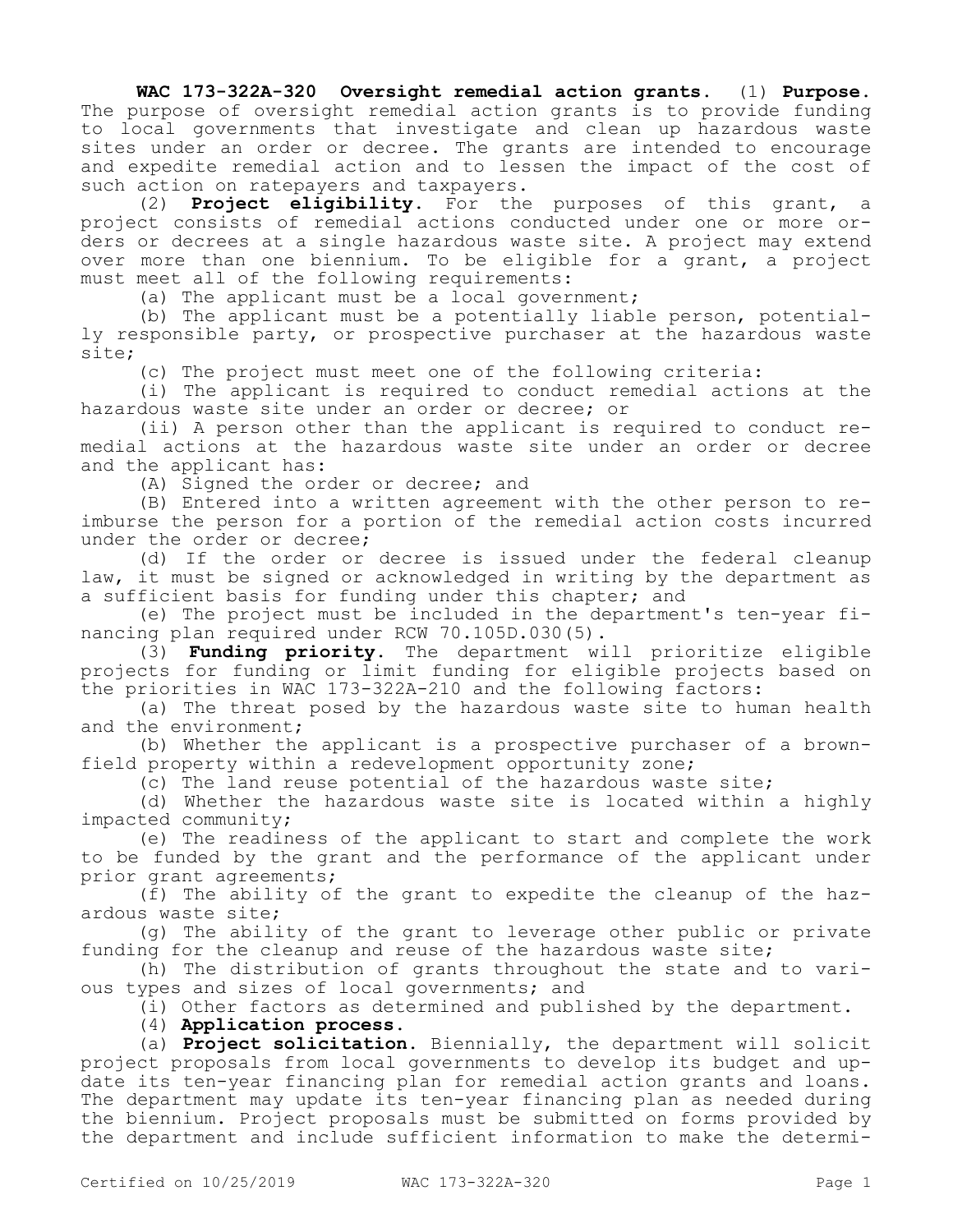**WAC 173-322A-320 Oversight remedial action grants.** (1) **Purpose.** The purpose of oversight remedial action grants is to provide funding to local governments that investigate and clean up hazardous waste sites under an order or decree. The grants are intended to encourage and expedite remedial action and to lessen the impact of the cost of such action on ratepayers and taxpayers.

(2) **Project eligibility.** For the purposes of this grant, a project consists of remedial actions conducted under one or more orders or decrees at a single hazardous waste site. A project may extend over more than one biennium. To be eligible for a grant, a project must meet all of the following requirements:

(a) The applicant must be a local government;

(b) The applicant must be a potentially liable person, potentially responsible party, or prospective purchaser at the hazardous waste site;

(c) The project must meet one of the following criteria:

(i) The applicant is required to conduct remedial actions at the hazardous waste site under an order or decree; or

(ii) A person other than the applicant is required to conduct remedial actions at the hazardous waste site under an order or decree and the applicant has:

(A) Signed the order or decree; and

(B) Entered into a written agreement with the other person to reimburse the person for a portion of the remedial action costs incurred under the order or decree;

(d) If the order or decree is issued under the federal cleanup law, it must be signed or acknowledged in writing by the department as a sufficient basis for funding under this chapter; and

(e) The project must be included in the department's ten-year financing plan required under RCW 70.105D.030(5).

(3) **Funding priority.** The department will prioritize eligible projects for funding or limit funding for eligible projects based on the priorities in WAC 173-322A-210 and the following factors:

(a) The threat posed by the hazardous waste site to human health and the environment;

(b) Whether the applicant is a prospective purchaser of a brownfield property within a redevelopment opportunity zone;

(c) The land reuse potential of the hazardous waste site;

(d) Whether the hazardous waste site is located within a highly impacted community;

(e) The readiness of the applicant to start and complete the work to be funded by the grant and the performance of the applicant under prior grant agreements;

(f) The ability of the grant to expedite the cleanup of the hazardous waste site;

(g) The ability of the grant to leverage other public or private funding for the cleanup and reuse of the hazardous waste site;

(h) The distribution of grants throughout the state and to various types and sizes of local governments; and

(i) Other factors as determined and published by the department.

(4) **Application process.**

(a) **Project solicitation.** Biennially, the department will solicit project proposals from local governments to develop its budget and update its ten-year financing plan for remedial action grants and loans. The department may update its ten-year financing plan as needed during the biennium. Project proposals must be submitted on forms provided by the department and include sufficient information to make the determi-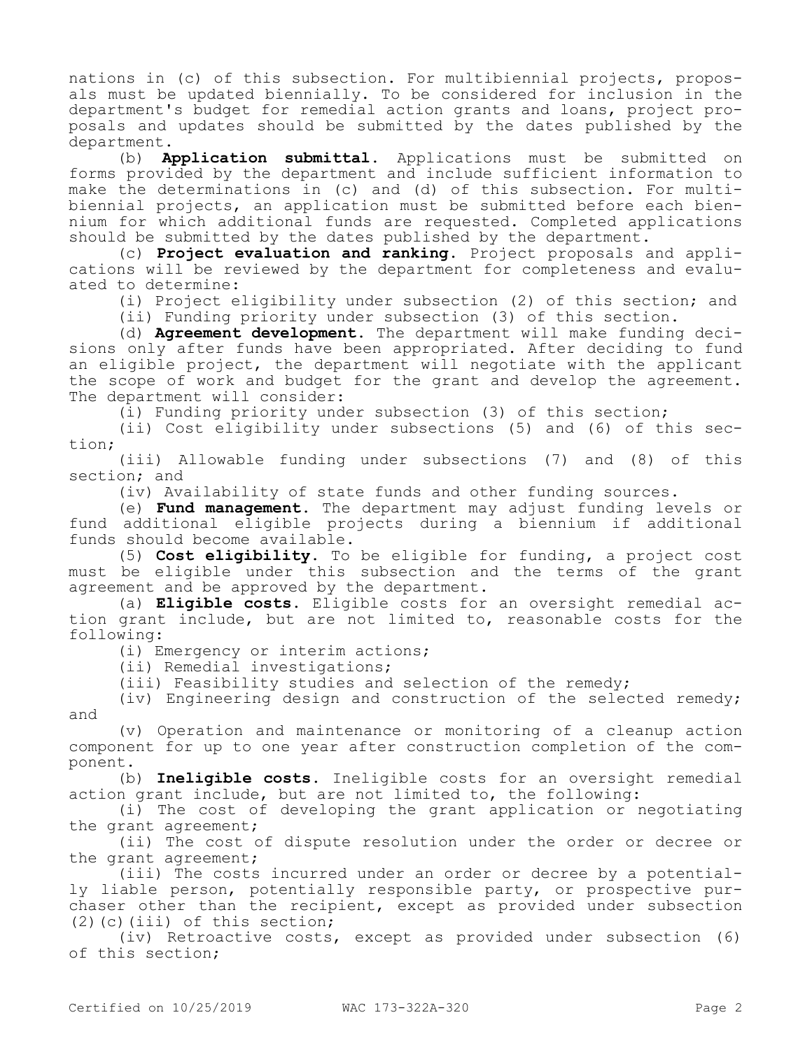nations in (c) of this subsection. For multibiennial projects, proposals must be updated biennially. To be considered for inclusion in the department's budget for remedial action grants and loans, project proposals and updates should be submitted by the dates published by the department.

(b) **Application submittal.** Applications must be submitted on forms provided by the department and include sufficient information to make the determinations in (c) and (d) of this subsection. For multibiennial projects, an application must be submitted before each biennium for which additional funds are requested. Completed applications should be submitted by the dates published by the department.

(c) **Project evaluation and ranking.** Project proposals and applications will be reviewed by the department for completeness and evaluated to determine:

(i) Project eligibility under subsection (2) of this section; and

(ii) Funding priority under subsection (3) of this section.

(d) **Agreement development.** The department will make funding decisions only after funds have been appropriated. After deciding to fund an eligible project, the department will negotiate with the applicant the scope of work and budget for the grant and develop the agreement. The department will consider:

(i) Funding priority under subsection (3) of this section;

(ii) Cost eligibility under subsections (5) and (6) of this section;

(iii) Allowable funding under subsections (7) and (8) of this section; and

(iv) Availability of state funds and other funding sources.

(e) **Fund management.** The department may adjust funding levels or fund additional eligible projects during a biennium if additional funds should become available.

(5) **Cost eligibility.** To be eligible for funding, a project cost must be eligible under this subsection and the terms of the grant agreement and be approved by the department.

(a) **Eligible costs.** Eligible costs for an oversight remedial action grant include, but are not limited to, reasonable costs for the following:

(i) Emergency or interim actions;

(ii) Remedial investigations;

(iii) Feasibility studies and selection of the remedy;

(iv) Engineering design and construction of the selected remedy; and

(v) Operation and maintenance or monitoring of a cleanup action component for up to one year after construction completion of the component.

(b) **Ineligible costs.** Ineligible costs for an oversight remedial action grant include, but are not limited to, the following:

(i) The cost of developing the grant application or negotiating the grant agreement;

(ii) The cost of dispute resolution under the order or decree or the grant agreement;

(iii) The costs incurred under an order or decree by a potentially liable person, potentially responsible party, or prospective purchaser other than the recipient, except as provided under subsection (2)(c)(iii) of this section;

(iv) Retroactive costs, except as provided under subsection (6) of this section;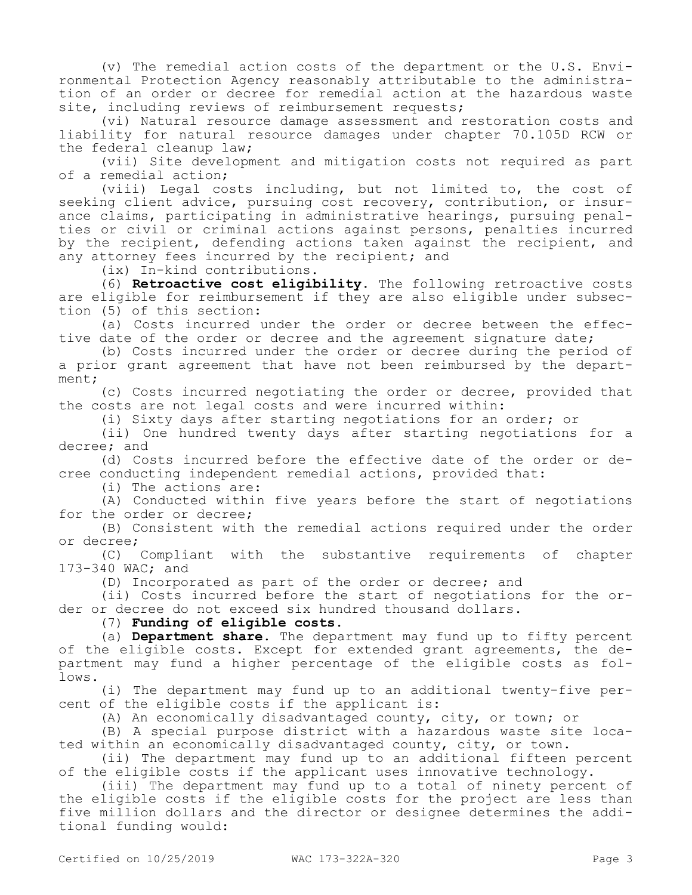(v) The remedial action costs of the department or the U.S. Environmental Protection Agency reasonably attributable to the administration of an order or decree for remedial action at the hazardous waste site, including reviews of reimbursement requests;

(vi) Natural resource damage assessment and restoration costs and liability for natural resource damages under chapter 70.105D RCW or the federal cleanup law;

(vii) Site development and mitigation costs not required as part of a remedial action;

(viii) Legal costs including, but not limited to, the cost of seeking client advice, pursuing cost recovery, contribution, or insurance claims, participating in administrative hearings, pursuing penalties or civil or criminal actions against persons, penalties incurred by the recipient, defending actions taken against the recipient, and any attorney fees incurred by the recipient; and

(ix) In-kind contributions.

(6) **Retroactive cost eligibility.** The following retroactive costs are eligible for reimbursement if they are also eligible under subsection (5) of this section:

(a) Costs incurred under the order or decree between the effective date of the order or decree and the agreement signature date;

(b) Costs incurred under the order or decree during the period of a prior grant agreement that have not been reimbursed by the department;

(c) Costs incurred negotiating the order or decree, provided that the costs are not legal costs and were incurred within:

(i) Sixty days after starting negotiations for an order; or

(ii) One hundred twenty days after starting negotiations for a decree; and

(d) Costs incurred before the effective date of the order or decree conducting independent remedial actions, provided that:

(i) The actions are:

(A) Conducted within five years before the start of negotiations for the order or decree;

(B) Consistent with the remedial actions required under the order or decree;

(C) Compliant with the substantive requirements of chapter 173-340 WAC; and

(D) Incorporated as part of the order or decree; and

(ii) Costs incurred before the start of negotiations for the order or decree do not exceed six hundred thousand dollars.

(7) **Funding of eligible costs.**

(a) **Department share.** The department may fund up to fifty percent of the eligible costs. Except for extended grant agreements, the department may fund a higher percentage of the eligible costs as follows.

(i) The department may fund up to an additional twenty-five percent of the eligible costs if the applicant is:

(A) An economically disadvantaged county, city, or town; or

(B) A special purpose district with a hazardous waste site located within an economically disadvantaged county, city, or town.

(ii) The department may fund up to an additional fifteen percent of the eligible costs if the applicant uses innovative technology.

(iii) The department may fund up to a total of ninety percent of the eligible costs if the eligible costs for the project are less than five million dollars and the director or designee determines the additional funding would: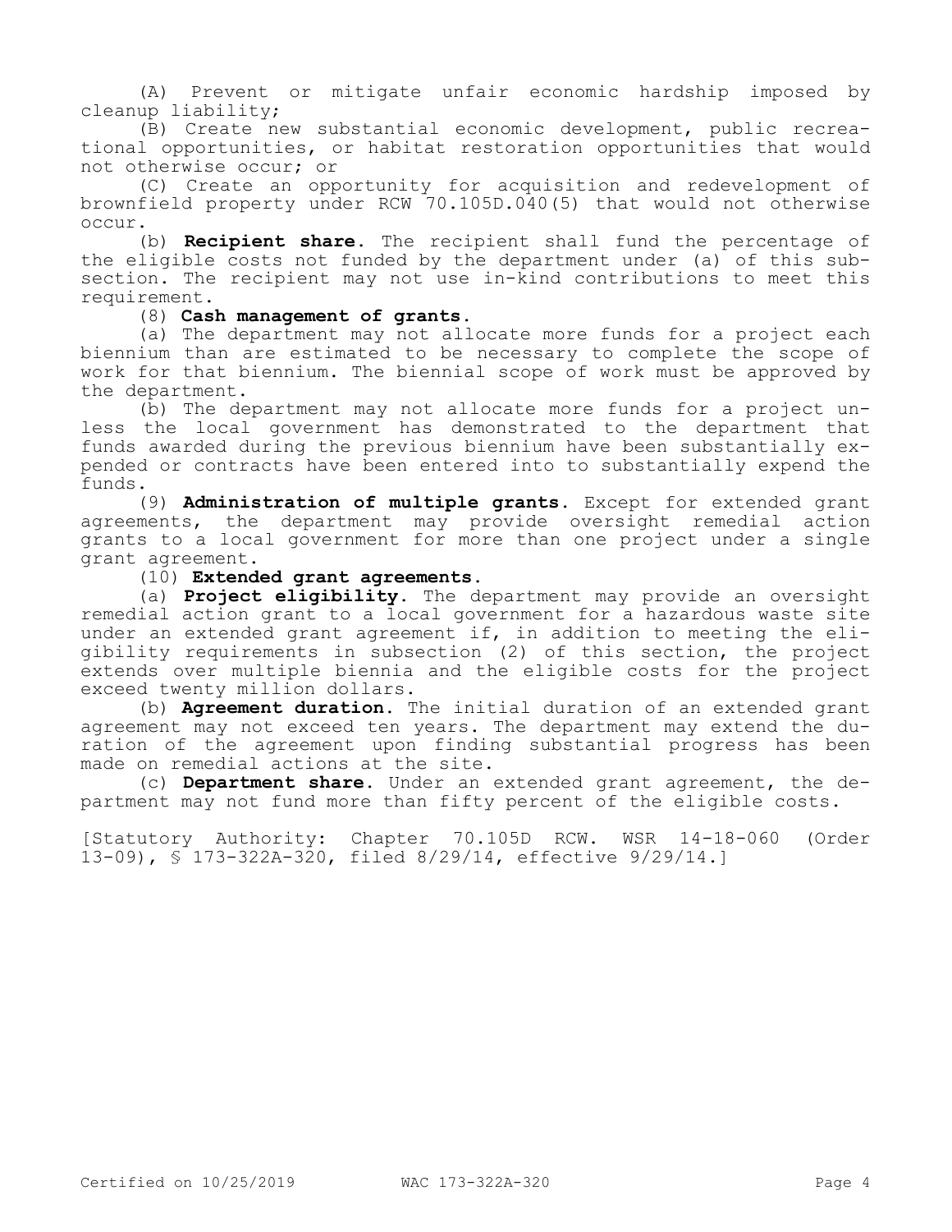(A) Prevent or mitigate unfair economic hardship imposed by cleanup liability;

(B) Create new substantial economic development, public recreational opportunities, or habitat restoration opportunities that would not otherwise occur; or

(C) Create an opportunity for acquisition and redevelopment of brownfield property under RCW 70.105D.040(5) that would not otherwise occur.

(b) **Recipient share.** The recipient shall fund the percentage of the eligible costs not funded by the department under (a) of this subsection. The recipient may not use in-kind contributions to meet this requirement.

(8) **Cash management of grants.**

(a) The department may not allocate more funds for a project each biennium than are estimated to be necessary to complete the scope of work for that biennium. The biennial scope of work must be approved by the department.

(b) The department may not allocate more funds for a project unless the local government has demonstrated to the department that funds awarded during the previous biennium have been substantially expended or contracts have been entered into to substantially expend the funds.

(9) **Administration of multiple grants.** Except for extended grant agreements, the department may provide oversight remedial action grants to a local government for more than one project under a single grant agreement.

(10) **Extended grant agreements.**

(a) **Project eligibility.** The department may provide an oversight remedial action grant to a local government for a hazardous waste site under an extended grant agreement if, in addition to meeting the eligibility requirements in subsection (2) of this section, the project extends over multiple biennia and the eligible costs for the project exceed twenty million dollars.

(b) **Agreement duration.** The initial duration of an extended grant agreement may not exceed ten years. The department may extend the duration of the agreement upon finding substantial progress has been made on remedial actions at the site.

(c) **Department share.** Under an extended grant agreement, the department may not fund more than fifty percent of the eligible costs.

[Statutory Authority: Chapter 70.105D RCW. WSR 14-18-060 (Order 13-09), § 173-322A-320, filed 8/29/14, effective 9/29/14.]